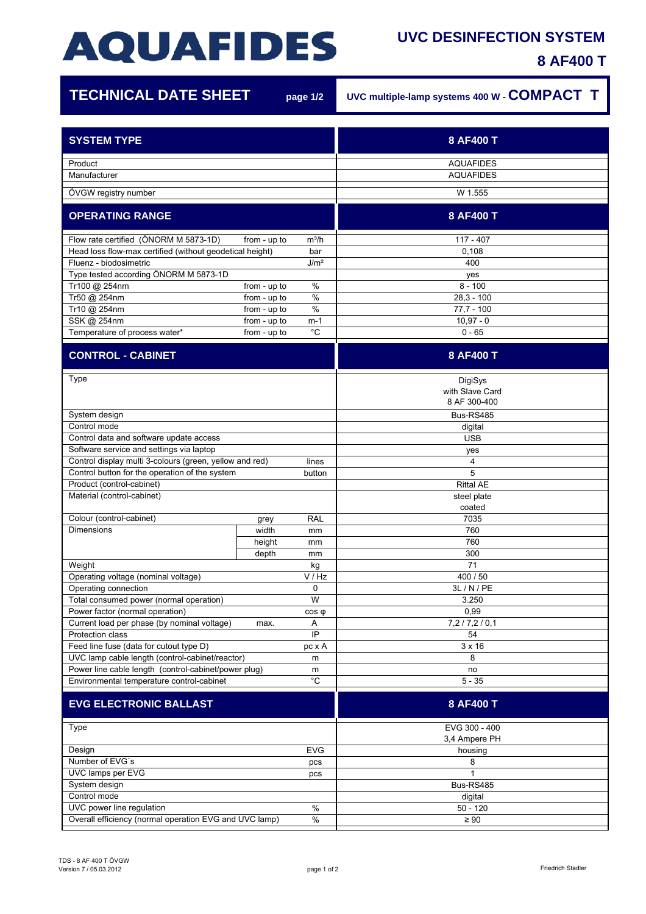# AQUAFIDES

## UVC DESINFECTION SYSTEM

## 8 AF400 T

## TECHNICAL DATE SHEET

page 1/2

UVC multiple-lamp systems 400 W - **COMPACT T**

| SYSTEM TYPE | | | 8 AF400 T |
|---|---|---|---|
| Product | | | AQUAFIDES |
| Manufacturer | | | AQUAFIDES |
| ÖVGW registry number | | | W 1.555 |

| OPERATING RANGE | | | 8 AF400 T |
|---|---|---|---|
| Flow rate certified (ÖNORM M 5873-1D) | from - up to | m³/h | 117 - 407 |
| Head loss flow-max certified (without geodetical height) | | bar | 0,108 |
| Fluenz - biodosimetric | | J/m² | 400 |
| Type tested according ÖNORM M 5873-1D | | | yes |
| Tr100 @ 254nm | from - up to | % | 8 - 100 |
| Tr50 @ 254nm | from - up to | % | 28,3 - 100 |
| Tr10 @ 254nm | from - up to | % | 77,7 - 100 |
| SSK @ 254nm | from - up to | m-1 | 10,97 - 0 |
| Temperature of process water* | from - up to | °C | 0 - 65 |

| CONTROL - CABINET | | | 8 AF400 T |
|---|---|---|---|
| Type | | | DigiSys with Slave Card 8 AF 300-400 |
| System design | | | Bus-RS485 |
| Control mode | | | digital |
| Control data and software update access | | | USB |
| Software service and settings via laptop | | | yes |
| Control display multi 3-colours (green, yellow and red) | | lines | 4 |
| Control button for the operation of the system | | button | 5 |
| Product (control-cabinet) | | | Rittal AE |
| Material (control-cabinet) | | | steel plate coated |
| Colour (control-cabinet) | grey | RAL | 7035 |
| Dimensions | width | mm | 760 |
| | height | mm | 760 |
| | depth | mm | 300 |
| Weight | | kg | 71 |
| Operating voltage (nominal voltage) | | V / Hz | 400 / 50 |
| Operating connection | | 0 | 3L / N / PE |
| Total consumed power (normal operation) | | W | 3.250 |
| Power factor (normal operation) | | cos φ | 0,99 |
| Current load per phase (by nominal voltage) | max. | A | 7,2 / 7,2 / 0,1 |
| Protection class | | IP | 54 |
| Feed line fuse (data for cutout type D) | | pc x A | 3 x 16 |
| UVC lamp cable length (control-cabinet/reactor) | | m | 8 |
| Power line cable length (control-cabinet/power plug) | | m | no |
| Environmental temperature control-cabinet | | °C | 5 - 35 |

| EVG ELECTRONIC BALLAST | | | 8 AF400 T |
|---|---|---|---|
| Type | | | EVG 300 - 400 3,4 Ampere PH |
| Design | | EVG | housing |
| Number of EVG´s | | pcs | 8 |
| UVC lamps per EVG | | pcs | 1 |
| System design | | | Bus-RS485 |
| Control mode | | | digital |
| UVC power line regulation | | % | 50 - 120 |
| Overall efficiency (normal operation EVG and UVC lamp) | | % | ≥ 90 |

TDS - 8 AF 400 T ÖVGW
Version 7 / 05.03.2012

Friedrich Stadler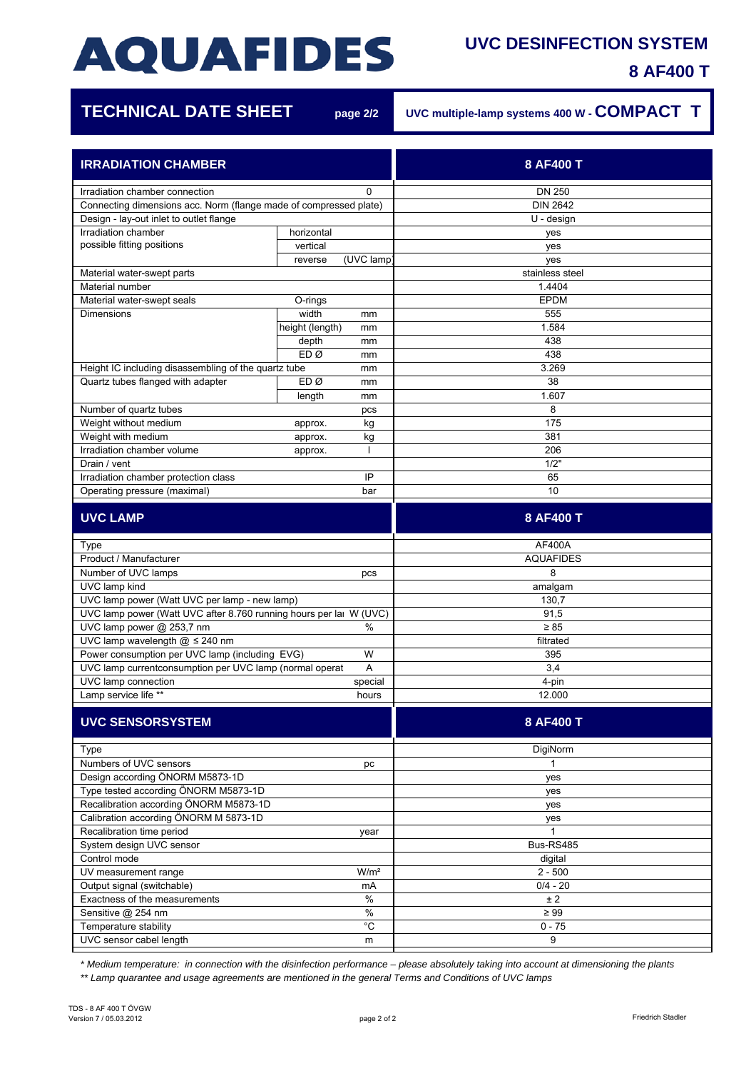# AQUAFIDES

## UVC DESINFECTION SYSTEM

## 8 AF400 T

## TECHNICAL DATE SHEET

page 2/2

UVC multiple-lamp systems 400 W - **COMPACT T**

| IRRADIATION CHAMBER | | | 8 AF400 T |
|---|---|---|---|
| Irradiation chamber connection | | 0 | DN 250 |
| Connecting dimensions acc. Norm (flange made of compressed plate) | | | DIN 2642 |
| Design - lay-out inlet to outlet flange | | | U - design |
| Irradiation chamber possible fitting positions | horizontal | | yes |
| | vertical | | yes |
| | reverse | (UVC lamp) | yes |
| Material water-swept parts | | | stainless steel |
| Material number | | | 1.4404 |
| Material water-swept seals | O-rings | | EPDM |
| Dimensions | width | mm | 555 |
| | height (length) | mm | 1.584 |
| | depth | mm | 438 |
| | ED Ø | mm | 438 |
| Height IC including disassembling of the quartz tube | | mm | 3.269 |
| Quartz tubes flanged with adapter | ED Ø | mm | 38 |
| | length | mm | 1.607 |
| Number of quartz tubes | | pcs | 8 |
| Weight without medium | approx. | kg | 175 |
| Weight with medium | approx. | kg | 381 |
| Irradiation chamber volume | approx. | l | 206 |
| Drain / vent | | | 1/2" |
| Irradiation chamber protection class | | IP | 65 |
| Operating pressure (maximal) | | bar | 10 |

| UVC LAMP | | 8 AF400 T |
|---|---|---|
| Type | | AF400A |
| Product / Manufacturer | | AQUAFIDES |
| Number of UVC lamps | pcs | 8 |
| UVC lamp kind | | amalgam |
| UVC lamp power (Watt UVC per lamp - new lamp) | | 130,7 |
| UVC lamp power (Watt UVC after 8.760 running hours per la | W (UVC) | 91,5 |
| UVC lamp power @ 253,7 nm | % | ≥ 85 |
| UVC lamp wavelength @ ≤ 240 nm | | filtrated |
| Power consumption per UVC lamp (including EVG) | W | 395 |
| UVC lamp currentconsumption per UVC lamp (normal operat | A | 3,4 |
| UVC lamp connection | special | 4-pin |
| Lamp service life ** | hours | 12.000 |

| UVC SENSORSYSTEM | | 8 AF400 T |
|---|---|---|
| Type | | DigiNorm |
| Numbers of UVC sensors | pc | 1 |
| Design according ÖNORM M5873-1D | | yes |
| Type tested according ÖNORM M5873-1D | | yes |
| Recalibration according ÖNORM M5873-1D | | yes |
| Calibration according ÖNORM M 5873-1D | | yes |
| Recalibration time period | year | 1 |
| System design UVC sensor | | Bus-RS485 |
| Control mode | | digital |
| UV measurement range | W/m² | 2 - 500 |
| Output signal (switchable) | mA | 0/4 - 20 |
| Exactness of the measurements | % | ± 2 |
| Sensitive @ 254 nm | % | ≥ 99 |
| Temperature stability | °C | 0 - 75 |
| UVC sensor cabel length | m | 9 |

*\* Medium temperature: in connection with the disinfection performance – please absolutely taking into account at dimensioning the plants*

*\*\* Lamp quarantee and usage agreements are mentioned in the general Terms and Conditions of UVC lamps*

TDS - 8 AF 400 T ÖVGW
Version 7 / 05.03.2012

Friedrich Stadler